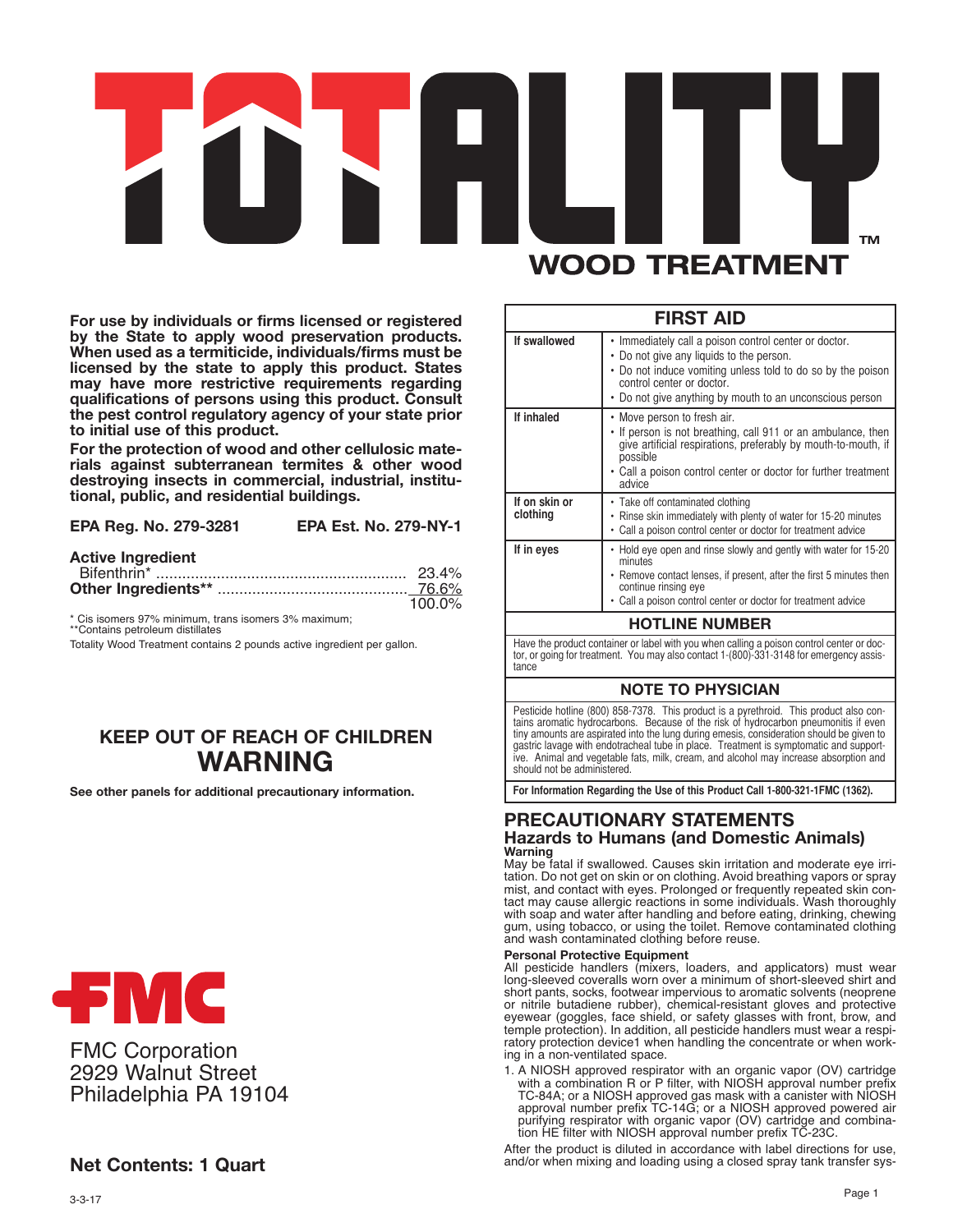# TOTALITY™

## WOOD TREATMENT

**For use by individuals or firms licensed or registered by the State to apply wood preservation products. When used as a termiticide, individuals/firms must be licensed by the state to apply this product. States may have more restrictive requirements regarding qualifications of persons using this product. Consult the pest control regulatory agency of your state prior to initial use of this product.**

**For the protection of wood and other cellulosic materials against subterranean termites & other wood destroying insects in commercial, industrial, institutional, public, and residential buildings.**

**EPA Reg. No. 279-3281** **EPA Est. No. 279-NY-1**

| **Active Ingredient** | |
|---|---|
| Bifenthrin* | 23.4% |
| **Other Ingredients**** | 76.6% |
| | 100.0% |

\* Cis isomers 97% minimum, trans isomers 3% maximum;
**Contains petroleum distillates

Totality Wood Treatment contains 2 pounds active ingredient per gallon.

### KEEP OUT OF REACH OF CHILDREN

## WARNING

**See other panels for additional precautionary information.**

FMC

FMC Corporation
2929 Walnut Street
Philadelphia PA 19104

**Net Contents: 1 Quart**

3-3-17

| FIRST AID | |
|---|---|
| **If swallowed** | • Immediately call a poison control center or doctor.<br>• Do not give any liquids to the person.<br>• Do not induce vomiting unless told to do so by the poison control center or doctor.<br>• Do not give anything by mouth to an unconscious person |
| **If inhaled** | • Move person to fresh air.<br>• If person is not breathing, call 911 or an ambulance, then give artificial respirations, preferably by mouth-to-mouth, if possible<br>• Call a poison control center or doctor for further treatment advice |
| **If on skin or clothing** | • Take off contaminated clothing<br>• Rinse skin immediately with plenty of water for 15-20 minutes<br>• Call a poison control center or doctor for treatment advice |
| **If in eyes** | • Hold eye open and rinse slowly and gently with water for 15-20 minutes<br>• Remove contact lenses, if present, after the first 5 minutes then continue rinsing eye<br>• Call a poison control center or doctor for treatment advice |

**HOTLINE NUMBER**

Have the product container or label with you when calling a poison control center or doctor, or going for treatment. You may also contact 1-(800)-331-3148 for emergency assistance

**NOTE TO PHYSICIAN**

Pesticide hotline (800) 858-7378. This product is a pyrethroid. This product also contains aromatic hydrocarbons. Because of the risk of hydrocarbon pneumonitis if even tiny amounts are aspirated into the lung during emesis, consideration should be given to gastric lavage with endotracheal tube in place. Treatment is symptomatic and supportive. Animal and vegetable fats, milk, cream, and alcohol may increase absorption and should not be administered.

**For Information Regarding the Use of this Product Call 1-800-321-1FMC (1362).**

## PRECAUTIONARY STATEMENTS

### Hazards to Humans (and Domestic Animals)

**Warning**

May be fatal if swallowed. Causes skin irritation and moderate eye irritation. Do not get on skin or on clothing. Avoid breathing vapors or spray mist, and contact with eyes. Prolonged or frequently repeated skin contact may cause allergic reactions in some individuals. Wash thoroughly with soap and water after handling and before eating, drinking, chewing gum, using tobacco, or using the toilet. Remove contaminated clothing and wash contaminated clothing before reuse.

**Personal Protective Equipment**

All pesticide handlers (mixers, loaders, and applicators) must wear long-sleeved coveralls worn over a minimum of short-sleeved shirt and short pants, socks, footwear impervious to aromatic solvents (neoprene or nitrile butadiene rubber), chemical-resistant gloves and protective eyewear (goggles, face shield, or safety glasses with front, brow, and temple protection). In addition, all pesticide handlers must wear a respiratory protection device1 when handling the concentrate or when working in a non-ventilated space.

1. A NIOSH approved respirator with an organic vapor (OV) cartridge with a combination R or P filter, with NIOSH approval number prefix TC-84A; or a NIOSH approved gas mask with a canister with NIOSH approval number prefix TC-14G; or a NIOSH approved powered air purifying respirator with organic vapor (OV) cartridge and combination HE filter with NIOSH approval number prefix TC-23C.

After the product is diluted in accordance with label directions for use, and/or when mixing and loading using a closed spray tank transfer sys-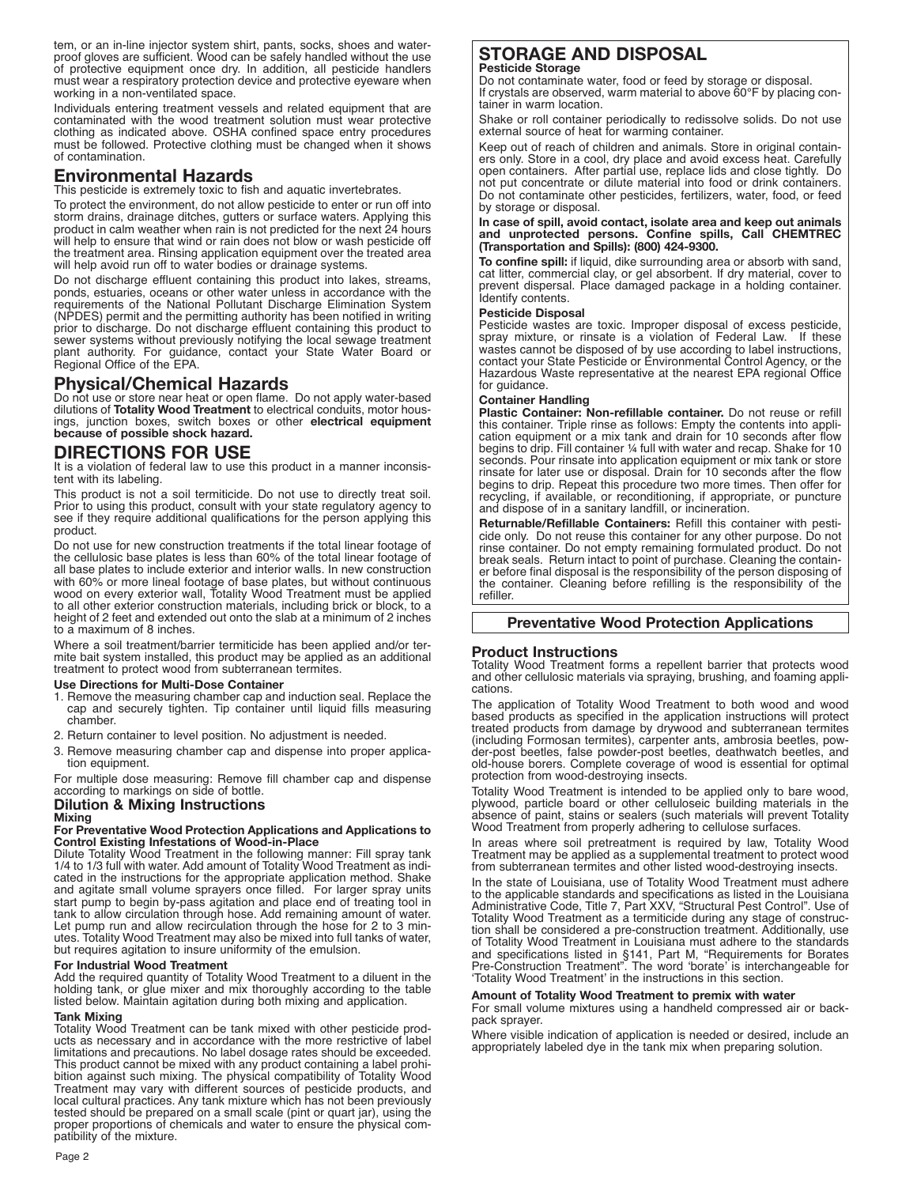tem, or an in-line injector system shirt, pants, socks, shoes and waterproof gloves are sufficient. Wood can be safely handled without the use of protective equipment once dry. In addition, all pesticide handlers must wear a respiratory protection device and protective eyeware when working in a non-ventilated space.

Individuals entering treatment vessels and related equipment that are contaminated with the wood treatment solution must wear protective clothing as indicated above. OSHA confined space entry procedures must be followed. Protective clothing must be changed when it shows of contamination.

## Environmental Hazards

This pesticide is extremely toxic to fish and aquatic invertebrates.

To protect the environment, do not allow pesticide to enter or run off into storm drains, drainage ditches, gutters or surface waters. Applying this product in calm weather when rain is not predicted for the next 24 hours will help to ensure that wind or rain does not blow or wash pesticide off the treatment area. Rinsing application equipment over the treated area will help avoid run off to water bodies or drainage systems.

Do not discharge effluent containing this product into lakes, streams, ponds, estuaries, oceans or other water unless in accordance with the requirements of the National Pollutant Discharge Elimination System (NPDES) permit and the permitting authority has been notified in writing prior to discharge. Do not discharge effluent containing this product to sewer systems without previously notifying the local sewage treatment plant authority. For guidance, contact your State Water Board or Regional Office of the EPA.

## Physical/Chemical Hazards

Do not use or store near heat or open flame. Do not apply water-based dilutions of **Totality Wood Treatment** to electrical conduits, motor housings, junction boxes, switch boxes or other **electrical equipment because of possible shock hazard.**

## DIRECTIONS FOR USE

It is a violation of federal law to use this product in a manner inconsistent with its labeling.

This product is not a soil termiticide. Do not use to directly treat soil. Prior to using this product, consult with your state regulatory agency to see if they require additional qualifications for the person applying this product.

Do not use for new construction treatments if the total linear footage of the cellulosic base plates is less than 60% of the total linear footage of all base plates to include exterior and interior walls. In new construction with 60% or more lineal footage of base plates, but without continuous wood on every exterior wall, Totality Wood Treatment must be applied to all other exterior construction materials, including brick or block, to a height of 2 feet and extended out onto the slab at a minimum of 2 inches to a maximum of 8 inches.

Where a soil treatment/barrier termiticide has been applied and/or termite bait system installed, this product may be applied as an additional treatment to protect wood from subterranean termites.

**Use Directions for Multi-Dose Container**

1. Remove the measuring chamber cap and induction seal. Replace the cap and securely tighten. Tip container until liquid fills measuring chamber.
2. Return container to level position. No adjustment is needed.
3. Remove measuring chamber cap and dispense into proper application equipment.

For multiple dose measuring: Remove fill chamber cap and dispense according to markings on side of bottle.

### Dilution & Mixing Instructions

**Mixing**

**For Preventative Wood Protection Applications and Applications to Control Existing Infestations of Wood-in-Place**

Dilute Totality Wood Treatment in the following manner: Fill spray tank 1/4 to 1/3 full with water. Add amount of Totality Wood Treatment as indicated in the instructions for the appropriate application method. Shake and agitate small volume sprayers once filled. For larger spray units start pump to begin by-pass agitation and place end of treating tool in tank to allow circulation through hose. Add remaining amount of water. Let pump run and allow recirculation through the hose for 2 to 3 minutes. Totality Wood Treatment may also be mixed into full tanks of water, but requires agitation to insure uniformity of the emulsion.

**For Industrial Wood Treatment**

Add the required quantity of Totality Wood Treatment to a diluent in the holding tank, or glue mixer and mix thoroughly according to the table listed below. Maintain agitation during both mixing and application.

**Tank Mixing**

Totality Wood Treatment can be tank mixed with other pesticide products as necessary and in accordance with the more restrictive of label limitations and precautions. No label dosage rates should be exceeded. This product cannot be mixed with any product containing a label prohibition against such mixing. The physical compatibility of Totality Wood Treatment may vary with different sources of pesticide products, and local cultural practices. Any tank mixture which has not been previously tested should be prepared on a small scale (pint or quart jar), using the proper proportions of chemicals and water to ensure the physical compatibility of the mixture.

## STORAGE AND DISPOSAL

**Pesticide Storage**

Do not contaminate water, food or feed by storage or disposal.
If crystals are observed, warm material to above 60°F by placing container in warm location.

Shake or roll container periodically to redissolve solids. Do not use external source of heat for warming container.

Keep out of reach of children and animals. Store in original containers only. Store in a cool, dry place and avoid excess heat. Carefully open containers. After partial use, replace lids and close tightly. Do not put concentrate or dilute material into food or drink containers. Do not contaminate other pesticides, fertilizers, water, food, or feed by storage or disposal.

**In case of spill, avoid contact, isolate area and keep out animals and unprotected persons. Confine spills, Call CHEMTREC (Transportation and Spills): (800) 424-9300.**

**To confine spill:** if liquid, dike surrounding area or absorb with sand, cat litter, commercial clay, or gel absorbent. If dry material, cover to prevent dispersal. Place damaged package in a holding container. Identify contents.

**Pesticide Disposal**

Pesticide wastes are toxic. Improper disposal of excess pesticide, spray mixture, or rinsate is a violation of Federal Law. If these wastes cannot be disposed of by use according to label instructions, contact your State Pesticide or Environmental Control Agency, or the Hazardous Waste representative at the nearest EPA regional Office for guidance.

**Container Handling**

**Plastic Container: Non-refillable container.** Do not reuse or refill this container. Triple rinse as follows: Empty the contents into application equipment or a mix tank and drain for 10 seconds after flow begins to drip. Fill container ¼ full with water and recap. Shake for 10 seconds. Pour rinsate into application equipment or mix tank or store rinsate for later use or disposal. Drain for 10 seconds after the flow begins to drip. Repeat this procedure two more times. Then offer for recycling, if available, or reconditioning, if appropriate, or puncture and dispose of in a sanitary landfill, or incineration.

**Returnable/Refillable Containers:** Refill this container with pesticide only. Do not reuse this container for any other purpose. Do not rinse container. Do not empty remaining formulated product. Do not break seals. Return intact to point of purchase. Cleaning the container before final disposal is the responsibility of the person disposing of the container. Cleaning before refilling is the responsibility of the refiller.

## Preventative Wood Protection Applications

### Product Instructions

Totality Wood Treatment forms a repellent barrier that protects wood and other cellulosic materials via spraying, brushing, and foaming applications.

The application of Totality Wood Treatment to both wood and wood based products as specified in the application instructions will protect treated products from damage by drywood and subterranean termites (including Formosan termites), carpenter ants, ambrosia beetles, powder-post beetles, false powder-post beetles, deathwatch beetles, and old-house borers. Complete coverage of wood is essential for optimal protection from wood-destroying insects.

Totality Wood Treatment is intended to be applied only to bare wood, plywood, particle board or other celluloseic building materials in the absence of paint, stains or sealers (such materials will prevent Totality Wood Treatment from properly adhering to cellulose surfaces.

In areas where soil pretreatment is required by law, Totality Wood Treatment may be applied as a supplemental treatment to protect wood from subterranean termites and other listed wood-destroying insects.

In the state of Louisiana, use of Totality Wood Treatment must adhere to the applicable standards and specifications as listed in the Louisiana Administrative Code, Title 7, Part XXV, "Structural Pest Control". Use of Totality Wood Treatment as a termiticide during any stage of construction shall be considered a pre-construction treatment. Additionally, use of Totality Wood Treatment in Louisiana must adhere to the standards and specifications listed in §141, Part M, "Requirements for Borates Pre-Construction Treatment". The word 'borate' is interchangeable for 'Totality Wood Treatment' in the instructions in this section.

**Amount of Totality Wood Treatment to premix with water**

For small volume mixtures using a handheld compressed air or backpack sprayer.

Where visible indication of application is needed or desired, include an appropriately labeled dye in the tank mix when preparing solution.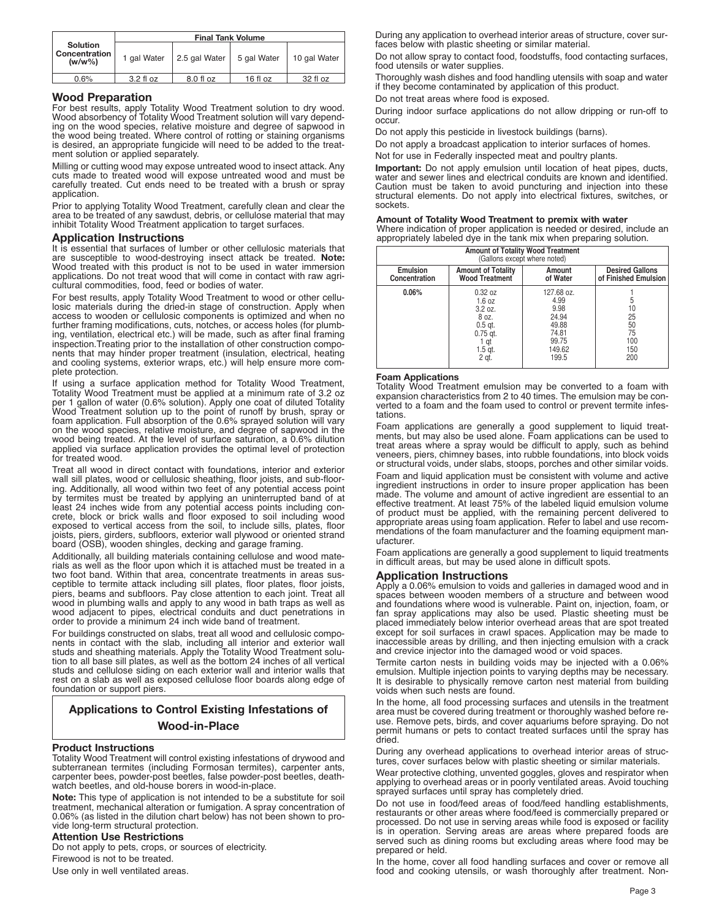| Solution Concentration (w/w%) | Final Tank Volume | | | |
|---|---|---|---|---|
| | 1 gal Water | 2.5 gal Water | 5 gal Water | 10 gal Water |
| 0.6% | 3.2 fl oz | 8.0 fl oz | 16 fl oz | 32 fl oz |

## Wood Preparation

For best results, apply Totality Wood Treatment solution to dry wood. Wood absorbency of Totality Wood Treatment solution will vary depending on the wood species, relative moisture and degree of sapwood in the wood being treated. Where control of rotting or staining organisms is desired, an appropriate fungicide will need to be added to the treatment solution or applied separately.

Milling or cutting wood may expose untreated wood to insect attack. Any cuts made to treated wood will expose untreated wood and must be carefully treated. Cut ends need to be treated with a brush or spray application.

Prior to applying Totality Wood Treatment, carefully clean and clear the area to be treated of any sawdust, debris, or cellulose material that may inhibit Totality Wood Treatment application to target surfaces.

## Application Instructions

It is essential that surfaces of lumber or other cellulosic materials that are susceptible to wood-destroying insect attack be treated. **Note:** Wood treated with this product is not to be used in water immersion applications. Do not treat wood that will come in contact with raw agricultural commodities, food, feed or bodies of water.

For best results, apply Totality Wood Treatment to wood or other cellulosic materials during the dried-in stage of construction. Apply when access to wooden or cellulosic components is optimized and when no further framing modifications, cuts, notches, or access holes (for plumbing, ventilation, electrical etc.) will be made, such as after final framing inspection.Treating prior to the installation of other construction components that may hinder proper treatment (insulation, electrical, heating and cooling systems, exterior wraps, etc.) will help ensure more complete protection.

If using a surface application method for Totality Wood Treatment, Totality Wood Treatment must be applied at a minimum rate of 3.2 oz per 1 gallon of water (0.6% solution). Apply one coat of diluted Totality Wood Treatment solution up to the point of runoff by brush, spray or foam application. Full absorption of the 0.6% sprayed solution will vary on the wood species, relative moisture, and degree of sapwood in the wood being treated. At the level of surface saturation, a 0.6% dilution applied via surface application provides the optimal level of protection for treated wood.

Treat all wood in direct contact with foundations, interior and exterior wall sill plates, wood or cellulosic sheathing, floor joists, and sub-flooring. Additionally, all wood within two feet of any potential access point by termites must be treated by applying an uninterrupted band of at least 24 inches wide from any potential access points including concrete, block or brick walls and floor exposed to soil including wood exposed to vertical access from the soil, to include sills, plates, floor joists, piers, girders, subfloors, exterior wall plywood or oriented strand board (OSB), wooden shingles, decking and garage framing.

Additionally, all building materials containing cellulose and wood materials as well as the floor upon which it is attached must be treated in a two foot band. Within that area, concentrate treatments in areas susceptible to termite attack including sill plates, floor plates, floor joists, piers, beams and subfloors. Pay close attention to each joint. Treat all wood in plumbing walls and apply to any wood in bath traps as well as wood adjacent to pipes, electrical conduits and duct penetrations in order to provide a minimum 24 inch wide band of treatment.

For buildings constructed on slabs, treat all wood and cellulosic components in contact with the slab, including all interior and exterior wall studs and sheathing materials. Apply the Totality Wood Treatment solution to all base sill plates, as well as the bottom 24 inches of all vertical studs and cellulose siding on each exterior wall and interior walls that rest on a slab as well as exposed cellulose floor boards along edge of foundation or support piers.

## Applications to Control Existing Infestations of Wood-in-Place

### Product Instructions

Totality Wood Treatment will control existing infestations of drywood and subterranean termites (including Formosan termites), carpenter ants, carpenter bees, powder-post beetles, false powder-post beetles, deathwatch beetles, and old-house borers in wood-in-place.

**Note:** This type of application is not intended to be a substitute for soil treatment, mechanical alteration or fumigation. A spray concentration of 0.06% (as listed in the dilution chart below) has not been shown to provide long-term structural protection.

### Attention Use Restrictions

Do not apply to pets, crops, or sources of electricity.

Firewood is not to be treated.

Use only in well ventilated areas.

During any application to overhead interior areas of structure, cover surfaces below with plastic sheeting or similar material.

Do not allow spray to contact food, foodstuffs, food contacting surfaces, food utensils or water supplies.

Thoroughly wash dishes and food handling utensils with soap and water if they become contaminated by application of this product.

Do not treat areas where food is exposed.

During indoor surface applications do not allow dripping or run-off to occur.

Do not apply this pesticide in livestock buildings (barns).

Do not apply a broadcast application to interior surfaces of homes.

Not for use in Federally inspected meat and poultry plants.

**Important:** Do not apply emulsion until location of heat pipes, ducts, water and sewer lines and electrical conduits are known and identified. Caution must be taken to avoid puncturing and injection into these structural elements. Do not apply into electrical fixtures, switches, or sockets.

### Amount of Totality Wood Treatment to premix with water

Where indication of proper application is needed or desired, include an appropriately labeled dye in the tank mix when preparing solution.

**Amount of Totality Wood Treatment** (Gallons except where noted)

| Emulsion Concentration | Amount of Totality Wood Treatment | Amount of Water | Desired Gallons of Finished Emulsion |
|---|---|---|---|
| 0.06% | 0.32 oz | 127.68 oz. | 1 |
| | 1.6 oz | 4.99 | 5 |
| | 3.2 oz. | 9.98 | 10 |
| | 8 oz. | 24.94 | 25 |
| | 0.5 qt. | 49.88 | 50 |
| | 0.75 qt. | 74.81 | 75 |
| | 1 qt | 99.75 | 100 |
| | 1.5 qt. | 149.62 | 150 |
| | 2 qt. | 199.5 | 200 |

### Foam Applications

Totality Wood Treatment emulsion may be converted to a foam with expansion characteristics from 2 to 40 times. The emulsion may be converted to a foam and the foam used to control or prevent termite infestations.

Foam applications are generally a good supplement to liquid treatments, but may also be used alone. Foam applications can be used to treat areas where a spray would be difficult to apply, such as behind veneers, piers, chimney bases, into rubble foundations, into block voids or structural voids, under slabs, stoops, porches and other similar voids.

Foam and liquid application must be consistent with volume and active ingredient instructions in order to insure proper application has been made. The volume and amount of active ingredient are essential to an effective treatment. At least 75% of the labeled liquid emulsion volume of product must be applied, with the remaining percent delivered to appropriate areas using foam application. Refer to label and use recommendations of the foam manufacturer and the foaming equipment manufacturer.

Foam applications are generally a good supplement to liquid treatments in difficult areas, but may be used alone in difficult spots.

## Application Instructions

Apply a 0.06% emulsion to voids and galleries in damaged wood and in spaces between wooden members of a structure and between wood and foundations where wood is vulnerable. Paint on, injection, foam, or fan spray applications may also be used. Plastic sheeting must be placed immediately below interior overhead areas that are spot treated except for soil surfaces in crawl spaces. Application may be made to inaccessible areas by drilling, and then injecting emulsion with a crack and crevice injector into the damaged wood or void spaces.

Termite carton nests in building voids may be injected with a 0.06% emulsion. Multiple injection points to varying depths may be necessary. It is desirable to physically remove carton nest material from building voids when such nests are found.

In the home, all food processing surfaces and utensils in the treatment area must be covered during treatment or thoroughly washed before re-use. Remove pets, birds, and cover aquariums before spraying. Do not permit humans or pets to contact treated surfaces until the spray has dried.

During any overhead applications to overhead interior areas of structures, cover surfaces below with plastic sheeting or similar materials.

Wear protective clothing, unvented goggles, gloves and respirator when applying to overhead areas or in poorly ventilated areas. Avoid touching sprayed surfaces until spray has completely dried.

Do not use in food/feed areas of food/feed handling establishments, restaurants or other areas where food/feed is commercially prepared or processed. Do not use in serving areas while food is exposed or facility is in operation. Serving areas are areas where prepared foods are served such as dining rooms but excluding areas where food may be prepared or held.

In the home, cover all food handling surfaces and cover or remove all food and cooking utensils, or wash thoroughly after treatment. Non-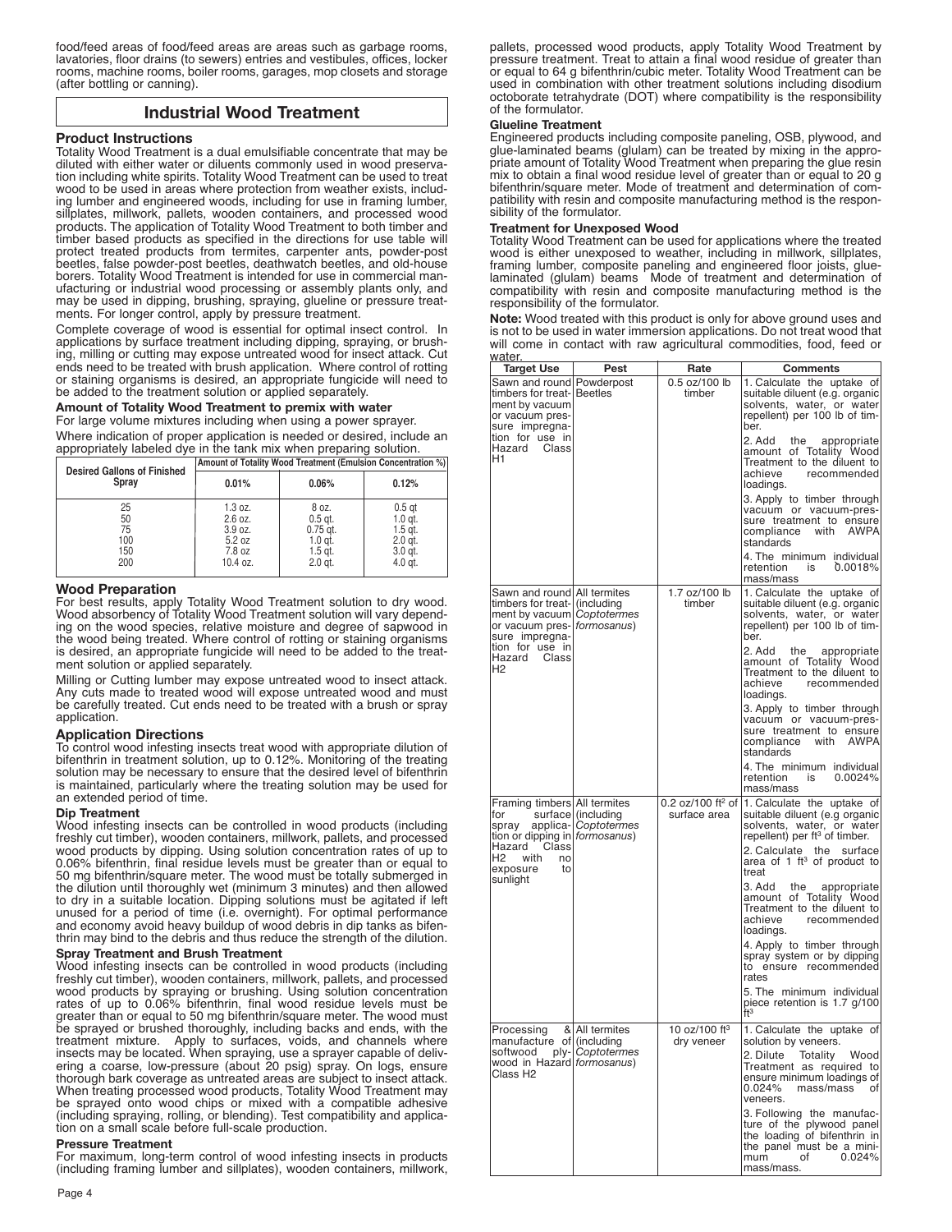food/feed areas of food/feed areas are areas such as garbage rooms, lavatories, floor drains (to sewers) entries and vestibules, offices, locker rooms, machine rooms, boiler rooms, garages, mop closets and storage (after bottling or canning).

## Industrial Wood Treatment

### Product Instructions

Totality Wood Treatment is a dual emulsifiable concentrate that may be diluted with either water or diluents commonly used in wood preservation including white spirits. Totality Wood Treatment can be used to treat wood to be used in areas where protection from weather exists, including lumber and engineered woods, including for use in framing lumber, sillplates, millwork, pallets, wooden containers, and processed wood products. The application of Totality Wood Treatment to both timber and timber based products as specified in the directions for use table will protect treated products from termites, carpenter ants, powder-post beetles, false powder-post beetles, deathwatch beetles, and old-house borers. Totality Wood Treatment is intended for use in commercial manufacturing or industrial wood processing or assembly plants only, and may be used in dipping, brushing, spraying, glueline or pressure treatments. For longer control, apply by pressure treatment.

Complete coverage of wood is essential for optimal insect control. In applications by surface treatment including dipping, spraying, or brushing, milling or cutting may expose untreated wood for insect attack. Cut ends need to be treated with brush application. Where control of rotting or staining organisms is desired, an appropriate fungicide will need to be added to the treatment solution or applied separately.

**Amount of Totality Wood Treatment to premix with water**

For large volume mixtures including when using a power sprayer.

Where indication of proper application is needed or desired, include an appropriately labeled dye in the tank mix when preparing solution.

| Desired Gallons of Finished Spray | Amount of Totality Wood Treatment (Emulsion Concentration %) | | |
|---|---|---|---|
| | 0.01% | 0.06% | 0.12% |
| 25 | 1.3 oz. | 8 oz. | 0.5 qt |
| 50 | 2.6 oz. | 0.5 qt. | 1.0 qt. |
| 75 | 3.9 oz. | 0.75 qt. | 1.5 qt. |
| 100 | 5.2 oz | 1.0 qt. | 2.0 qt. |
| 150 | 7.8 oz | 1.5 qt. | 3.0 qt. |
| 200 | 10.4 oz. | 2.0 qt. | 4.0 qt. |

### Wood Preparation

For best results, apply Totality Wood Treatment solution to dry wood. Wood absorbency of Totality Wood Treatment solution will vary depending on the wood species, relative moisture and degree of sapwood in the wood being treated. Where control of rotting or staining organisms is desired, an appropriate fungicide will need to be added to the treatment solution or applied separately.

Milling or Cutting lumber may expose untreated wood to insect attack. Any cuts made to treated wood will expose untreated wood and must be carefully treated. Cut ends need to be treated with a brush or spray application.

### Application Directions

To control wood infesting insects treat wood with appropriate dilution of bifenthrin in treatment solution, up to 0.12%. Monitoring of the treating solution may be necessary to ensure that the desired level of bifenthrin is maintained, particularly where the treating solution may be used for an extended period of time.

**Dip Treatment**

Wood infesting insects can be controlled in wood products (including freshly cut timber), wooden containers, millwork, pallets, and processed wood products by dipping. Using solution concentration rates of up to 0.06% bifenthrin, final residue levels must be greater than or equal to 50 mg bifenthrin/square meter. The wood must be totally submerged in the dilution until thoroughly wet (minimum 3 minutes) and then allowed to dry in a suitable location. Dipping solutions must be agitated if left unused for a period of time (i.e. overnight). For optimal performance and economy avoid heavy buildup of wood debris in dip tanks as bifenthrin may bind to the debris and thus reduce the strength of the dilution.

**Spray Treatment and Brush Treatment**

Wood infesting insects can be controlled in wood products (including freshly cut timber), wooden containers, millwork, pallets, and processed wood products by spraying or brushing. Using solution concentration rates of up to 0.06% bifenthrin, final wood residue levels must be greater than or equal to 50 mg bifenthrin/square meter. The wood must be sprayed or brushed thoroughly, including backs and ends, with the treatment mixture. Apply to surfaces, voids, and channels where insects may be located. When spraying, use a sprayer capable of delivering a coarse, low-pressure (about 20 psig) spray. On logs, ensure thorough bark coverage as untreated areas are subject to insect attack. When treating processed wood products, Totality Wood Treatment may be sprayed onto wood chips or mixed with a compatible adhesive (including spraying, rolling, or blending). Test compatibility and application on a small scale before full-scale production.

**Pressure Treatment**

For maximum, long-term control of wood infesting insects in products (including framing lumber and sillplates), wooden containers, millwork, pallets, processed wood products, apply Totality Wood Treatment by pressure treatment. Treat to attain a final wood residue of greater than or equal to 64 g bifenthrin/cubic meter. Totality Wood Treatment can be used in combination with other treatment solutions including disodium octoborate tetrahydrate (DOT) where compatibility is the responsibility of the formulator.

**Glueline Treatment**

Engineered products including composite paneling, OSB, plywood, and glue-laminated beams (glulam) can be treated by mixing in the appropriate amount of Totality Wood Treatment when preparing the glue resin mix to obtain a final wood residue level of greater than or equal to 20 g bifenthrin/square meter. Mode of treatment and determination of compatibility with resin and composite manufacturing method is the responsibility of the formulator.

**Treatment for Unexposed Wood**

Totality Wood Treatment can be used for applications where the treated wood is either unexposed to weather, including in millwork, sillplates, framing lumber, composite paneling and engineered floor joists, glue-laminated (glulam) beams Mode of treatment and determination of compatibility with resin and composite manufacturing method is the responsibility of the formulator.

**Note:** Wood treated with this product is only for above ground uses and is not to be used in water immersion applications. Do not treat wood that will come in contact with raw agricultural commodities, food, feed or water.

| Target Use | Pest | Rate | Comments |
|---|---|---|---|
| Sawn and round timbers for treatment by vacuum or vacuum pressure impregnation for use in Hazard Class H1 | Powderpost Beetles | 0.5 oz/100 lb timber | 1. Calculate the uptake of suitable diluent (e.g. organic solvents, water, or water repellent) per 100 lb of timber.<br>2. Add the appropriate amount of Totality Wood Treatment to the diluent to achieve recommended loadings.<br>3. Apply to timber through vacuum or vacuum-pressure treatment to ensure compliance with AWPA standards<br>4. The minimum individual retention is 0.0018% mass/mass |
| Sawn and round timbers for treatment by vacuum or vacuum pressure impregnation for use in Hazard Class H2 | All termites (including *Coptotermes formosanus*) | 1.7 oz/100 lb timber | 1. Calculate the uptake of suitable diluent (e.g. organic solvents, water, or water repellent) per 100 lb of timber.<br>2. Add the appropriate amount of Totality Wood Treatment to the diluent to achieve recommended loadings.<br>3. Apply to timber through vacuum or vacuum-pressure treatment to ensure compliance with AWPA standards<br>4. The minimum individual retention is 0.0024% mass/mass |
| Framing timbers for surface spray application or dipping in Hazard Class H2 with no exposure to sunlight | All termites (including *Coptotermes formosanus*) | 0.2 oz/100 ft² of surface area | 1. Calculate the uptake of suitable diluent (e.g organic solvents, water, or water repellent) per ft³ of timber.<br>2. Calculate the surface area of 1 ft³ of product to treat<br>3. Add the appropriate amount of Totality Wood Treatment to the diluent to achieve recommended loadings.<br>4. Apply to timber through spray system or by dipping to ensure recommended rates<br>5. The minimum individual piece retention is 1.7 g/100 ft³ |
| Processing & manufacture of softwood plywood in Hazard Class H2 | All termites (including *Coptotermes formosanus*) | 10 oz/100 ft³ dry veneer | 1. Calculate the uptake of solution by veneers.<br>2. Dilute Totality Wood Treatment as required to ensure minimum loadings of 0.024% mass/mass of veneers.<br>3. Following the manufacture of the plywood panel the loading of bifenthrin in the panel must be a minimum of 0.024% mass/mass. |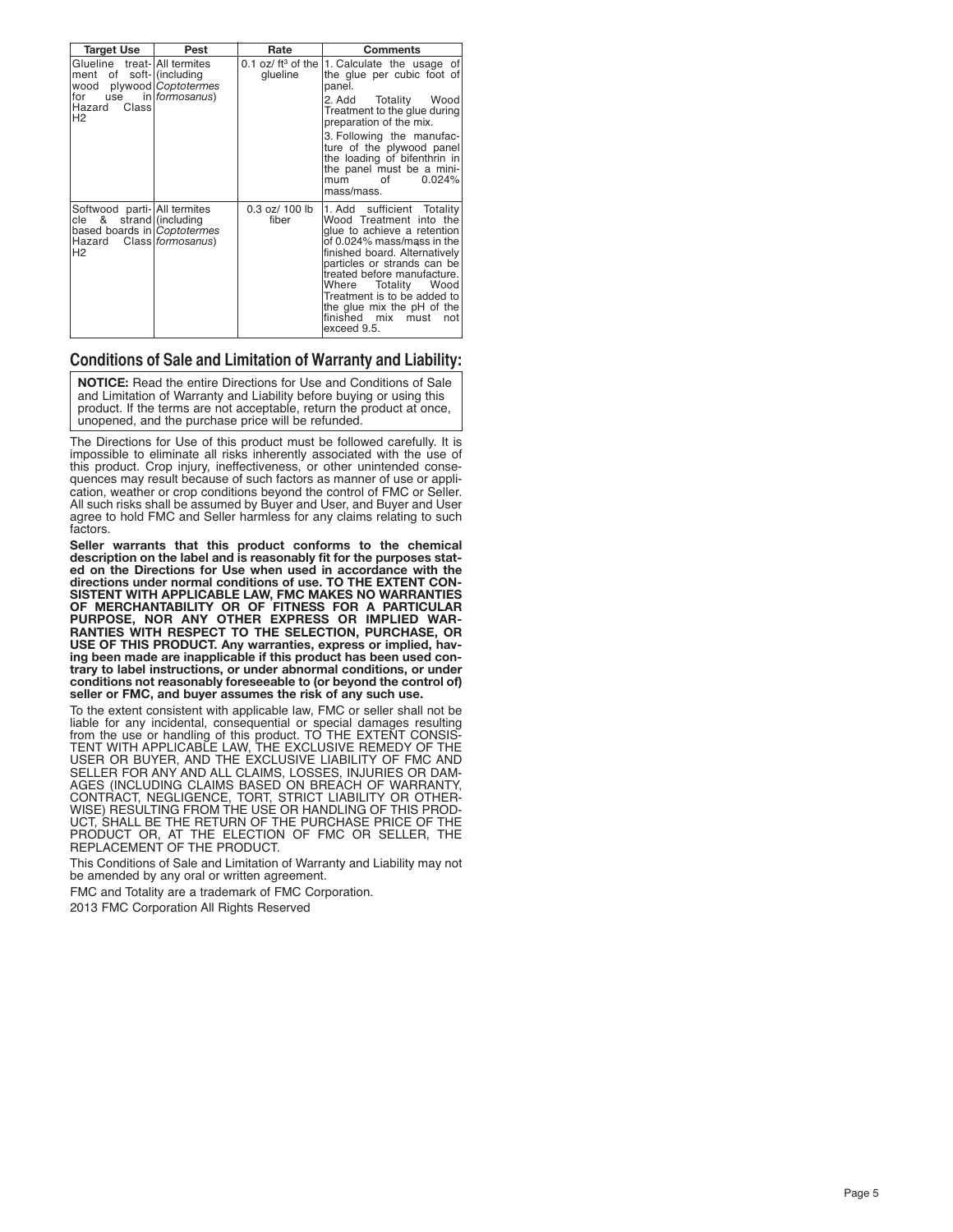| Target Use | Pest | Rate | Comments |
|---|---|---|---|
| Glueline treatment of softwood plywood for use in Hazard Class H2 | All termites (including *Coptotermes formosanus*) | 0.1 oz/ $ft^3$ of the glueline | 1. Calculate the usage of the glue per cubic foot of panel.<br>2. Add Totality Wood Treatment to the glue during preparation of the mix.<br>3. Following the manufacture of the plywood panel the loading of bifenthrin in the panel must be a minimum of 0.024% mass/mass. |
| Softwood particle & strand based boards in Hazard Class H2 | All termites (including *Coptotermes formosanus*) | 0.3 oz/ 100 lb fiber | 1. Add sufficient Totality Wood Treatment into the glue to achieve a retention of 0.024% mass/mass in the finished board. Alternatively particles or strands can be treated before manufacture. Where Totality Wood Treatment is to be added to the glue mix the pH of the finished mix must not exceed 9.5. |

## Conditions of Sale and Limitation of Warranty and Liability:

**NOTICE:** Read the entire Directions for Use and Conditions of Sale and Limitation of Warranty and Liability before buying or using this product. If the terms are not acceptable, return the product at once, unopened, and the purchase price will be refunded.

The Directions for Use of this product must be followed carefully. It is impossible to eliminate all risks inherently associated with the use of this product. Crop injury, ineffectiveness, or other unintended consequences may result because of such factors as manner of use or application, weather or crop conditions beyond the control of FMC or Seller. All such risks shall be assumed by Buyer and User, and Buyer and User agree to hold FMC and Seller harmless for any claims relating to such factors.

**Seller warrants that this product conforms to the chemical description on the label and is reasonably fit for the purposes stated on the Directions for Use when used in accordance with the directions under normal conditions of use. TO THE EXTENT CONSISTENT WITH APPLICABLE LAW, FMC MAKES NO WARRANTIES OF MERCHANTABILITY OR OF FITNESS FOR A PARTICULAR PURPOSE, NOR ANY OTHER EXPRESS OR IMPLIED WARRANTIES WITH RESPECT TO THE SELECTION, PURCHASE, OR USE OF THIS PRODUCT. Any warranties, express or implied, having been made are inapplicable if this product has been used contrary to label instructions, or under abnormal conditions, or under conditions not reasonably foreseeable to (or beyond the control of) seller or FMC, and buyer assumes the risk of any such use.**

To the extent consistent with applicable law, FMC or seller shall not be liable for any incidental, consequential or special damages resulting from the use or handling of this product. TO THE EXTENT CONSISTENT WITH APPLICABLE LAW, THE EXCLUSIVE REMEDY OF THE USER OR BUYER, AND THE EXCLUSIVE LIABILITY OF FMC AND SELLER FOR ANY AND ALL CLAIMS, LOSSES, INJURIES OR DAMAGES (INCLUDING CLAIMS BASED ON BREACH OF WARRANTY, CONTRACT, NEGLIGENCE, TORT, STRICT LIABILITY OR OTHERWISE) RESULTING FROM THE USE OR HANDLING OF THIS PRODUCT, SHALL BE THE RETURN OF THE PURCHASE PRICE OF THE PRODUCT OR, AT THE ELECTION OF FMC OR SELLER, THE REPLACEMENT OF THE PRODUCT.

This Conditions of Sale and Limitation of Warranty and Liability may not be amended by any oral or written agreement.

FMC and Totality are a trademark of FMC Corporation.

2013 FMC Corporation All Rights Reserved